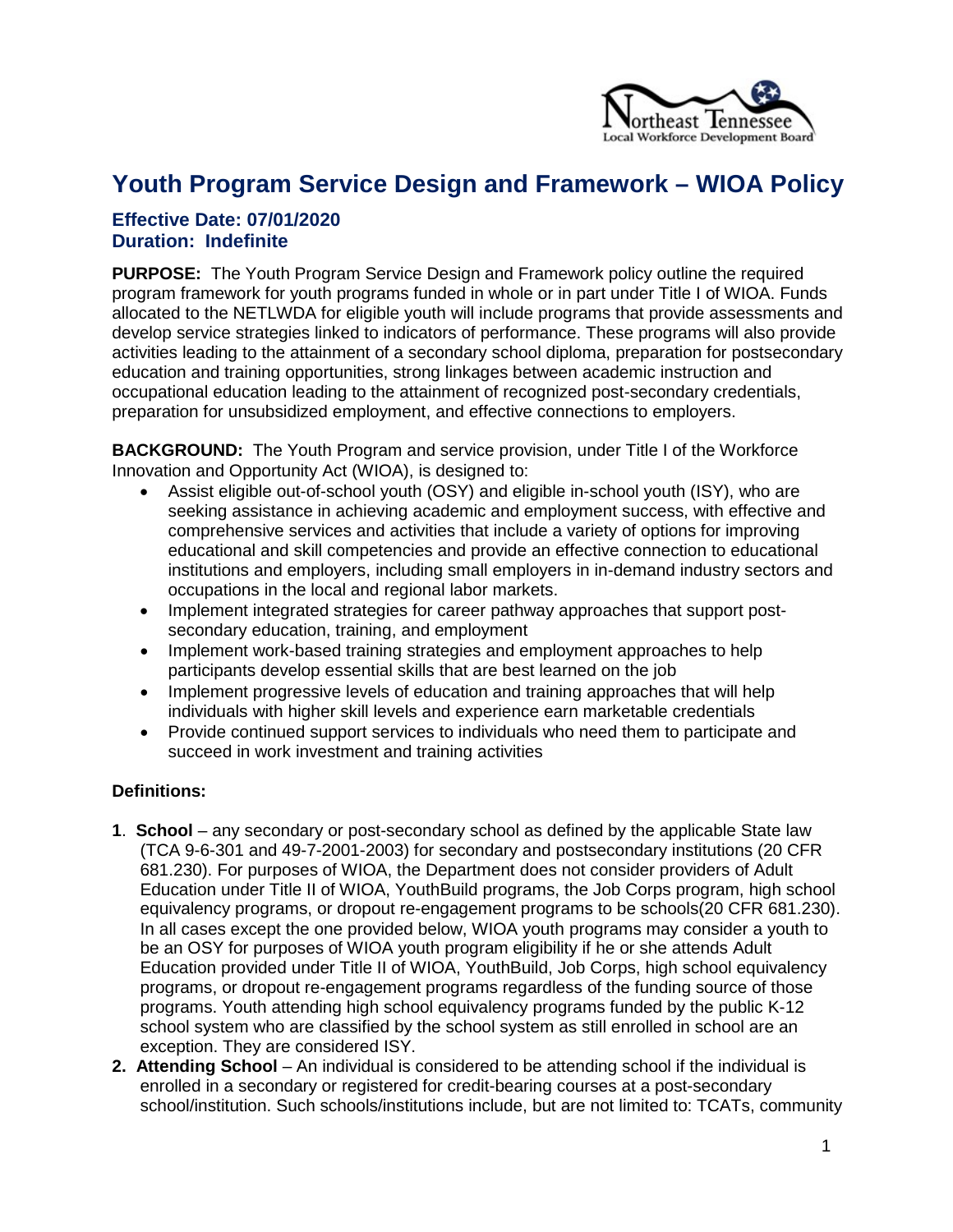# Youth Program Service Design and Framework – WIOA Policy

### Effective Date: 07/01/2020
### Duration: Indefinite

**PURPOSE:** The Youth Program Service Design and Framework policy outline the required program framework for youth programs funded in whole or in part under Title I of WIOA. Funds allocated to the NETLWDA for eligible youth will include programs that provide assessments and develop service strategies linked to indicators of performance. These programs will also provide activities leading to the attainment of a secondary school diploma, preparation for postsecondary education and training opportunities, strong linkages between academic instruction and occupational education leading to the attainment of recognized post-secondary credentials, preparation for unsubsidized employment, and effective connections to employers.

**BACKGROUND:** The Youth Program and service provision, under Title I of the Workforce Innovation and Opportunity Act (WIOA), is designed to:

- Assist eligible out-of-school youth (OSY) and eligible in-school youth (ISY), who are seeking assistance in achieving academic and employment success, with effective and comprehensive services and activities that include a variety of options for improving educational and skill competencies and provide an effective connection to educational institutions and employers, including small employers in in-demand industry sectors and occupations in the local and regional labor markets.
- Implement integrated strategies for career pathway approaches that support post-secondary education, training, and employment
- Implement work-based training strategies and employment approaches to help participants develop essential skills that are best learned on the job
- Implement progressive levels of education and training approaches that will help individuals with higher skill levels and experience earn marketable credentials
- Provide continued support services to individuals who need them to participate and succeed in work investment and training activities

**Definitions:**

1. **School** – any secondary or post-secondary school as defined by the applicable State law (TCA 9-6-301 and 49-7-2001-2003) for secondary and postsecondary institutions (20 CFR 681.230). For purposes of WIOA, the Department does not consider providers of Adult Education under Title II of WIOA, YouthBuild programs, the Job Corps program, high school equivalency programs, or dropout re-engagement programs to be schools(20 CFR 681.230). In all cases except the one provided below, WIOA youth programs may consider a youth to be an OSY for purposes of WIOA youth program eligibility if he or she attends Adult Education provided under Title II of WIOA, YouthBuild, Job Corps, high school equivalency programs, or dropout re-engagement programs regardless of the funding source of those programs. Youth attending high school equivalency programs funded by the public K-12 school system who are classified by the school system as still enrolled in school are an exception. They are considered ISY.
2. **Attending School** – An individual is considered to be attending school if the individual is enrolled in a secondary or registered for credit-bearing courses at a post-secondary school/institution. Such schools/institutions include, but are not limited to: TCATs, community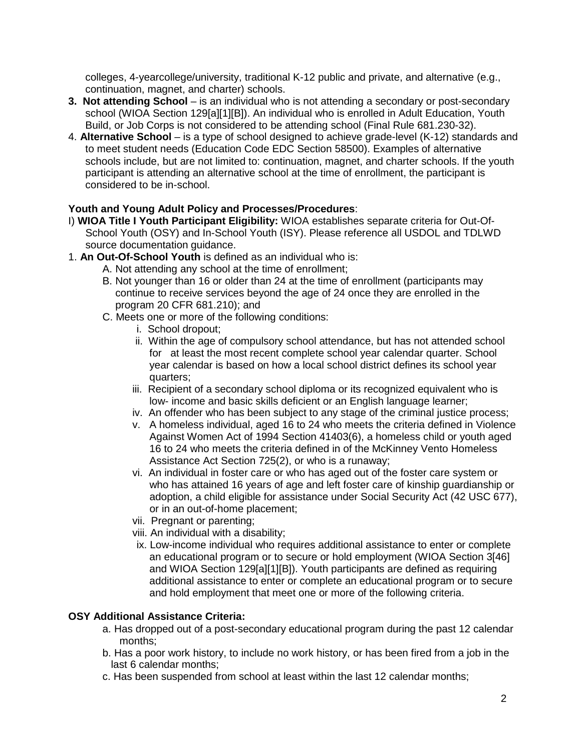colleges, 4-yearcollege/university, traditional K-12 public and private, and alternative (e.g., continuation, magnet, and charter) schools.

3. **Not attending School** – is an individual who is not attending a secondary or post-secondary school (WIOA Section 129[a][1][B]). An individual who is enrolled in Adult Education, Youth Build, or Job Corps is not considered to be attending school (Final Rule 681.230-32).
4. **Alternative School** – is a type of school designed to achieve grade-level (K-12) standards and to meet student needs (Education Code EDC Section 58500). Examples of alternative schools include, but are not limited to: continuation, magnet, and charter schools. If the youth participant is attending an alternative school at the time of enrollment, the participant is considered to be in-school.

**Youth and Young Adult Policy and Processes/Procedures**:

I) **WIOA Title I Youth Participant Eligibility:** WIOA establishes separate criteria for Out-Of-School Youth (OSY) and In-School Youth (ISY). Please reference all USDOL and TDLWD source documentation guidance.

1. **An Out-Of-School Youth** is defined as an individual who is:
   - A. Not attending any school at the time of enrollment;
   - B. Not younger than 16 or older than 24 at the time of enrollment (participants may continue to receive services beyond the age of 24 once they are enrolled in the program 20 CFR 681.210); and
   - C. Meets one or more of the following conditions:
     - i. School dropout;
     - ii. Within the age of compulsory school attendance, but has not attended school for at least the most recent complete school year calendar quarter. School year calendar is based on how a local school district defines its school year quarters;
     - iii. Recipient of a secondary school diploma or its recognized equivalent who is low- income and basic skills deficient or an English language learner;
     - iv. An offender who has been subject to any stage of the criminal justice process;
     - v. A homeless individual, aged 16 to 24 who meets the criteria defined in Violence Against Women Act of 1994 Section 41403(6), a homeless child or youth aged 16 to 24 who meets the criteria defined in of the McKinney Vento Homeless Assistance Act Section 725(2), or who is a runaway;
     - vi. An individual in foster care or who has aged out of the foster care system or who has attained 16 years of age and left foster care of kinship guardianship or adoption, a child eligible for assistance under Social Security Act (42 USC 677), or in an out-of-home placement;
     - vii. Pregnant or parenting;
     - viii. An individual with a disability;
     - ix. Low-income individual who requires additional assistance to enter or complete an educational program or to secure or hold employment (WIOA Section 3[46] and WIOA Section 129[a][1][B]). Youth participants are defined as requiring additional assistance to enter or complete an educational program or to secure and hold employment that meet one or more of the following criteria.

**OSY Additional Assistance Criteria:**

- a. Has dropped out of a post-secondary educational program during the past 12 calendar months;
- b. Has a poor work history, to include no work history, or has been fired from a job in the last 6 calendar months;
- c. Has been suspended from school at least within the last 12 calendar months;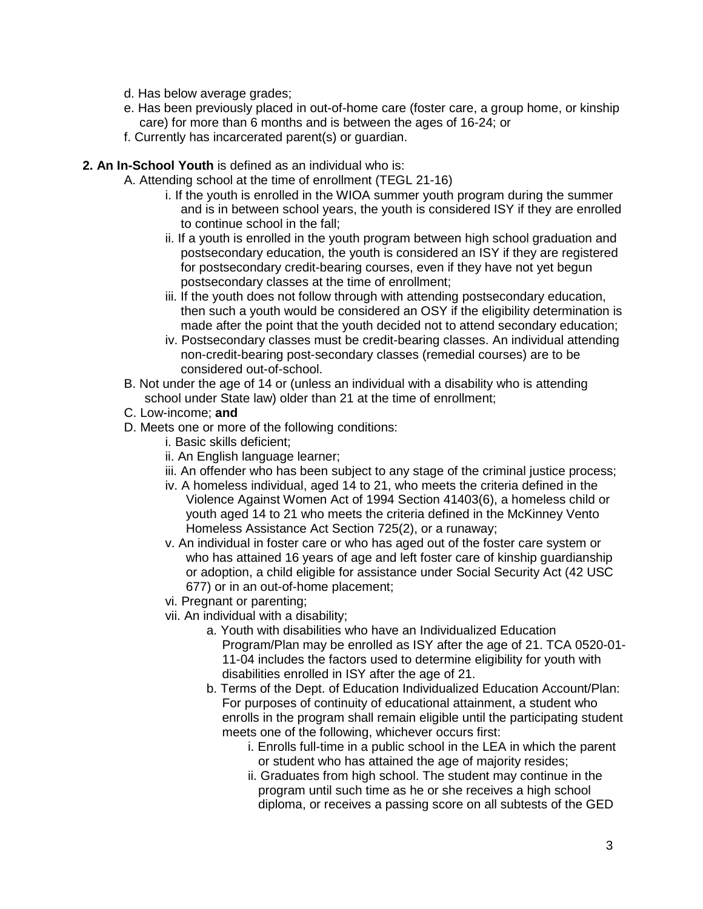d. Has below average grades;
e. Has been previously placed in out-of-home care (foster care, a group home, or kinship care) for more than 6 months and is between the ages of 16-24; or
f. Currently has incarcerated parent(s) or guardian.

**2. An In-School Youth** is defined as an individual who is:

A. Attending school at the time of enrollment (TEGL 21-16)
   - i. If the youth is enrolled in the WIOA summer youth program during the summer and is in between school years, the youth is considered ISY if they are enrolled to continue school in the fall;
   - ii. If a youth is enrolled in the youth program between high school graduation and postsecondary education, the youth is considered an ISY if they are registered for postsecondary credit-bearing courses, even if they have not yet begun postsecondary classes at the time of enrollment;
   - iii. If the youth does not follow through with attending postsecondary education, then such a youth would be considered an OSY if the eligibility determination is made after the point that the youth decided not to attend secondary education;
   - iv. Postsecondary classes must be credit-bearing classes. An individual attending non-credit-bearing post-secondary classes (remedial courses) are to be considered out-of-school.

B. Not under the age of 14 or (unless an individual with a disability who is attending school under State law) older than 21 at the time of enrollment;

C. Low-income; **and**

D. Meets one or more of the following conditions:
   - i. Basic skills deficient;
   - ii. An English language learner;
   - iii. An offender who has been subject to any stage of the criminal justice process;
   - iv. A homeless individual, aged 14 to 21, who meets the criteria defined in the Violence Against Women Act of 1994 Section 41403(6), a homeless child or youth aged 14 to 21 who meets the criteria defined in the McKinney Vento Homeless Assistance Act Section 725(2), or a runaway;
   - v. An individual in foster care or who has aged out of the foster care system or who has attained 16 years of age and left foster care of kinship guardianship or adoption, a child eligible for assistance under Social Security Act (42 USC 677) or in an out-of-home placement;
   - vi. Pregnant or parenting;
   - vii. An individual with a disability;
     - a. Youth with disabilities who have an Individualized Education Program/Plan may be enrolled as ISY after the age of 21. TCA 0520-01-11-04 includes the factors used to determine eligibility for youth with disabilities enrolled in ISY after the age of 21.
     - b. Terms of the Dept. of Education Individualized Education Account/Plan: For purposes of continuity of educational attainment, a student who enrolls in the program shall remain eligible until the participating student meets one of the following, whichever occurs first:
       - i. Enrolls full-time in a public school in the LEA in which the parent or student who has attained the age of majority resides;
       - ii. Graduates from high school. The student may continue in the program until such time as he or she receives a high school diploma, or receives a passing score on all subtests of the GED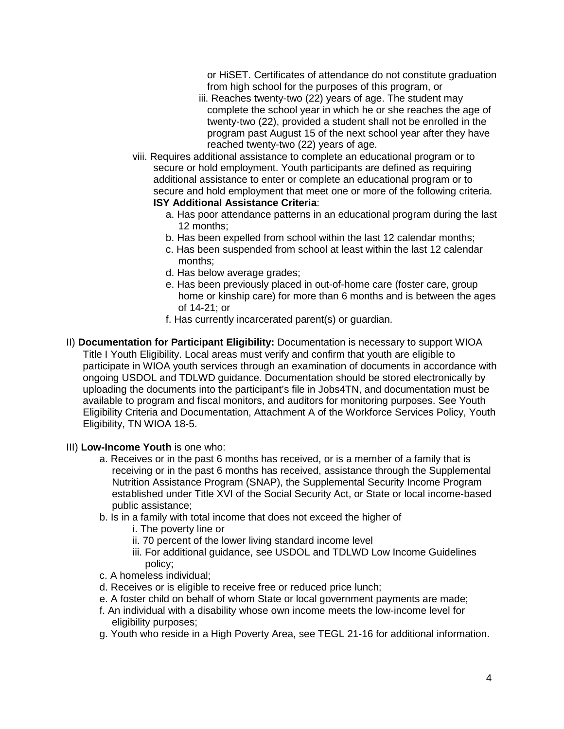or HiSET. Certificates of attendance do not constitute graduation from high school for the purposes of this program, or

   iii. Reaches twenty-two (22) years of age. The student may complete the school year in which he or she reaches the age of twenty-two (22), provided a student shall not be enrolled in the program past August 15 of the next school year after they have reached twenty-two (22) years of age.

viii. Requires additional assistance to complete an educational program or to secure or hold employment. Youth participants are defined as requiring additional assistance to enter or complete an educational program or to secure and hold employment that meet one or more of the following criteria. **ISY Additional Assistance Criteria**:

   a. Has poor attendance patterns in an educational program during the last 12 months;
   b. Has been expelled from school within the last 12 calendar months;
   c. Has been suspended from school at least within the last 12 calendar months;
   d. Has below average grades;
   e. Has been previously placed in out-of-home care (foster care, group home or kinship care) for more than 6 months and is between the ages of 14-21; or
   f. Has currently incarcerated parent(s) or guardian.

II) **Documentation for Participant Eligibility:** Documentation is necessary to support WIOA Title I Youth Eligibility. Local areas must verify and confirm that youth are eligible to participate in WIOA youth services through an examination of documents in accordance with ongoing USDOL and TDLWD guidance. Documentation should be stored electronically by uploading the documents into the participant's file in Jobs4TN, and documentation must be available to program and fiscal monitors, and auditors for monitoring purposes. See Youth Eligibility Criteria and Documentation, Attachment A of the Workforce Services Policy, Youth Eligibility, TN WIOA 18-5.

III) **Low-Income Youth** is one who:

   a. Receives or in the past 6 months has received, or is a member of a family that is receiving or in the past 6 months has received, assistance through the Supplemental Nutrition Assistance Program (SNAP), the Supplemental Security Income Program established under Title XVI of the Social Security Act, or State or local income-based public assistance;
   b. Is in a family with total income that does not exceed the higher of
      i. The poverty line or
      ii. 70 percent of the lower living standard income level
      iii. For additional guidance, see USDOL and TDLWD Low Income Guidelines policy;
   c. A homeless individual;
   d. Receives or is eligible to receive free or reduced price lunch;
   e. A foster child on behalf of whom State or local government payments are made;
   f. An individual with a disability whose own income meets the low-income level for eligibility purposes;
   g. Youth who reside in a High Poverty Area, see TEGL 21-16 for additional information.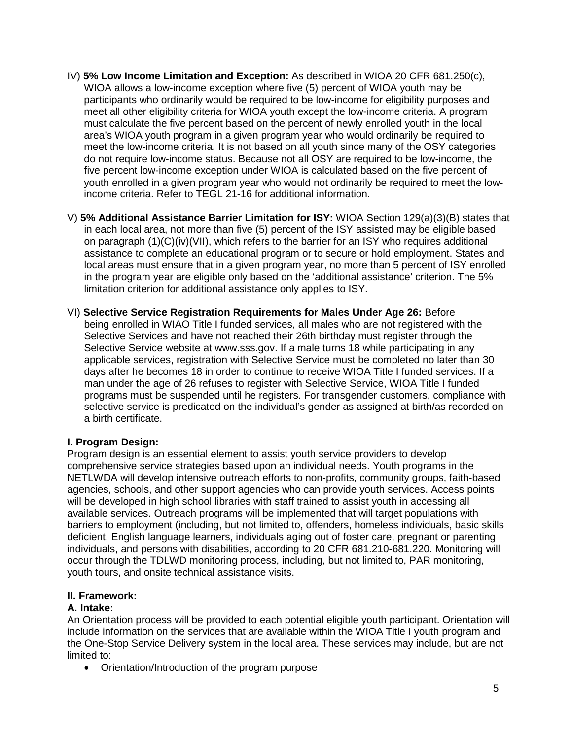IV) **5% Low Income Limitation and Exception:** As described in WIOA 20 CFR 681.250(c), WIOA allows a low-income exception where five (5) percent of WIOA youth may be participants who ordinarily would be required to be low-income for eligibility purposes and meet all other eligibility criteria for WIOA youth except the low-income criteria. A program must calculate the five percent based on the percent of newly enrolled youth in the local area's WIOA youth program in a given program year who would ordinarily be required to meet the low-income criteria. It is not based on all youth since many of the OSY categories do not require low-income status. Because not all OSY are required to be low-income, the five percent low-income exception under WIOA is calculated based on the five percent of youth enrolled in a given program year who would not ordinarily be required to meet the low-income criteria. Refer to TEGL 21-16 for additional information.

V) **5% Additional Assistance Barrier Limitation for ISY:** WIOA Section 129(a)(3)(B) states that in each local area, not more than five (5) percent of the ISY assisted may be eligible based on paragraph (1)(C)(iv)(VII), which refers to the barrier for an ISY who requires additional assistance to complete an educational program or to secure or hold employment. States and local areas must ensure that in a given program year, no more than 5 percent of ISY enrolled in the program year are eligible only based on the 'additional assistance' criterion. The 5% limitation criterion for additional assistance only applies to ISY.

VI) **Selective Service Registration Requirements for Males Under Age 26:** Before being enrolled in WIAO Title I funded services, all males who are not registered with the Selective Services and have not reached their 26th birthday must register through the Selective Service website at www.sss.gov. If a male turns 18 while participating in any applicable services, registration with Selective Service must be completed no later than 30 days after he becomes 18 in order to continue to receive WIOA Title I funded services. If a man under the age of 26 refuses to register with Selective Service, WIOA Title I funded programs must be suspended until he registers. For transgender customers, compliance with selective service is predicated on the individual's gender as assigned at birth/as recorded on a birth certificate.

**I. Program Design:**

Program design is an essential element to assist youth service providers to develop comprehensive service strategies based upon an individual needs. Youth programs in the NETLWDA will develop intensive outreach efforts to non-profits, community groups, faith-based agencies, schools, and other support agencies who can provide youth services. Access points will be developed in high school libraries with staff trained to assist youth in accessing all available services. Outreach programs will be implemented that will target populations with barriers to employment (including, but not limited to, offenders, homeless individuals, basic skills deficient, English language learners, individuals aging out of foster care, pregnant or parenting individuals, and persons with disabilities**,** according to 20 CFR 681.210-681.220. Monitoring will occur through the TDLWD monitoring process, including, but not limited to, PAR monitoring, youth tours, and onsite technical assistance visits.

**II. Framework:**

**A. Intake:**

An Orientation process will be provided to each potential eligible youth participant. Orientation will include information on the services that are available within the WIOA Title I youth program and the One-Stop Service Delivery system in the local area. These services may include, but are not limited to:

- Orientation/Introduction of the program purpose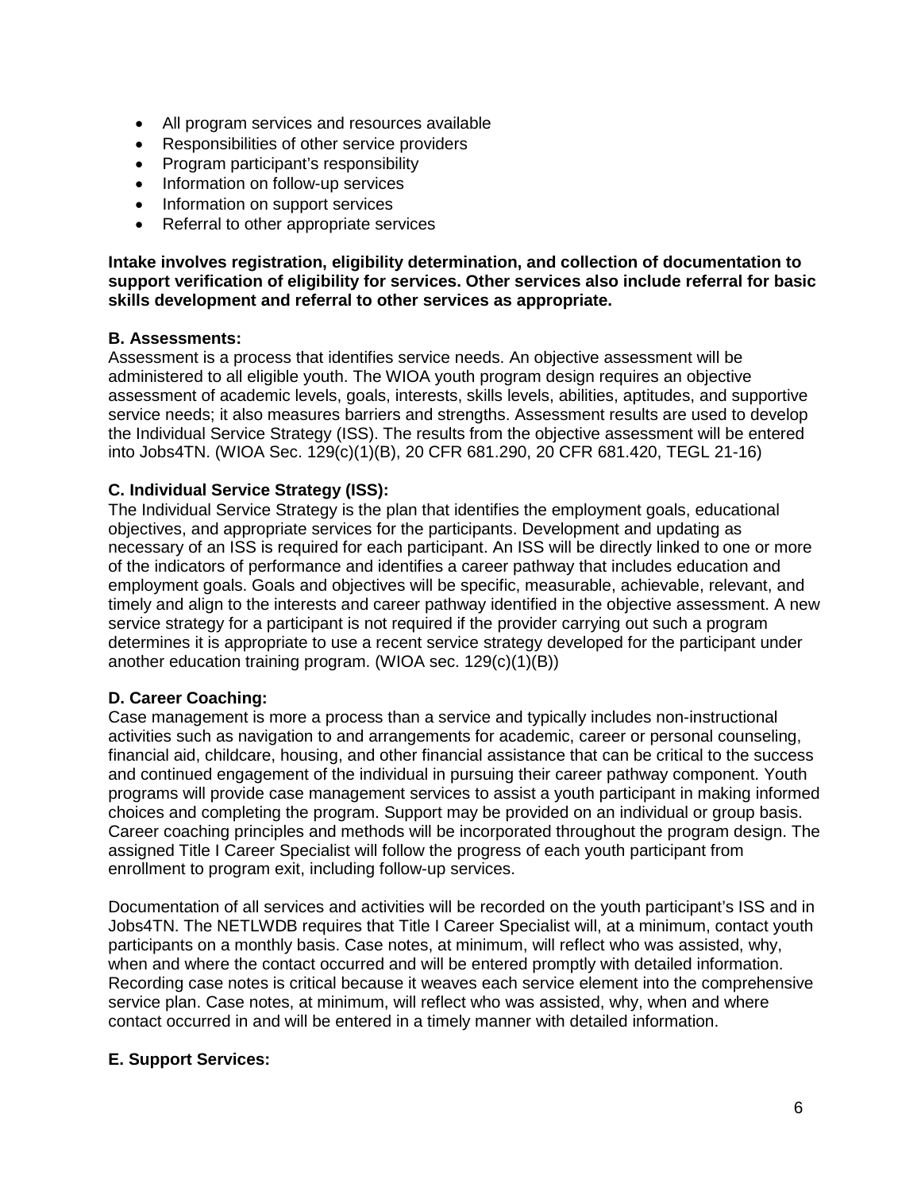- All program services and resources available
- Responsibilities of other service providers
- Program participant's responsibility
- Information on follow-up services
- Information on support services
- Referral to other appropriate services

**Intake involves registration, eligibility determination, and collection of documentation to support verification of eligibility for services. Other services also include referral for basic skills development and referral to other services as appropriate.**

**B. Assessments:**
Assessment is a process that identifies service needs. An objective assessment will be administered to all eligible youth. The WIOA youth program design requires an objective assessment of academic levels, goals, interests, skills levels, abilities, aptitudes, and supportive service needs; it also measures barriers and strengths. Assessment results are used to develop the Individual Service Strategy (ISS). The results from the objective assessment will be entered into Jobs4TN. (WIOA Sec. 129(c)(1)(B), 20 CFR 681.290, 20 CFR 681.420, TEGL 21-16)

**C. Individual Service Strategy (ISS):**
The Individual Service Strategy is the plan that identifies the employment goals, educational objectives, and appropriate services for the participants. Development and updating as necessary of an ISS is required for each participant. An ISS will be directly linked to one or more of the indicators of performance and identifies a career pathway that includes education and employment goals. Goals and objectives will be specific, measurable, achievable, relevant, and timely and align to the interests and career pathway identified in the objective assessment. A new service strategy for a participant is not required if the provider carrying out such a program determines it is appropriate to use a recent service strategy developed for the participant under another education training program. (WIOA sec. 129(c)(1)(B))

**D. Career Coaching:**
Case management is more a process than a service and typically includes non-instructional activities such as navigation to and arrangements for academic, career or personal counseling, financial aid, childcare, housing, and other financial assistance that can be critical to the success and continued engagement of the individual in pursuing their career pathway component. Youth programs will provide case management services to assist a youth participant in making informed choices and completing the program. Support may be provided on an individual or group basis. Career coaching principles and methods will be incorporated throughout the program design. The assigned Title I Career Specialist will follow the progress of each youth participant from enrollment to program exit, including follow-up services.

Documentation of all services and activities will be recorded on the youth participant's ISS and in Jobs4TN. The NETLWDB requires that Title I Career Specialist will, at a minimum, contact youth participants on a monthly basis. Case notes, at minimum, will reflect who was assisted, why, when and where the contact occurred and will be entered promptly with detailed information. Recording case notes is critical because it weaves each service element into the comprehensive service plan. Case notes, at minimum, will reflect who was assisted, why, when and where contact occurred in and will be entered in a timely manner with detailed information.

**E. Support Services:**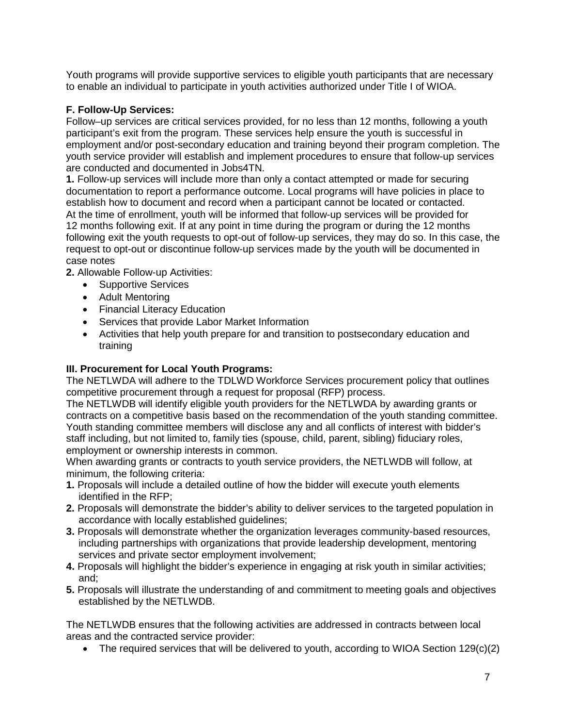Youth programs will provide supportive services to eligible youth participants that are necessary to enable an individual to participate in youth activities authorized under Title I of WIOA.

**F. Follow-Up Services:**

Follow–up services are critical services provided, for no less than 12 months, following a youth participant's exit from the program. These services help ensure the youth is successful in employment and/or post-secondary education and training beyond their program completion. The youth service provider will establish and implement procedures to ensure that follow-up services are conducted and documented in Jobs4TN.

**1.** Follow-up services will include more than only a contact attempted or made for securing documentation to report a performance outcome. Local programs will have policies in place to establish how to document and record when a participant cannot be located or contacted. At the time of enrollment, youth will be informed that follow-up services will be provided for 12 months following exit. If at any point in time during the program or during the 12 months following exit the youth requests to opt-out of follow-up services, they may do so. In this case, the request to opt-out or discontinue follow-up services made by the youth will be documented in case notes

**2.** Allowable Follow-up Activities:

- Supportive Services
- Adult Mentoring
- Financial Literacy Education
- Services that provide Labor Market Information
- Activities that help youth prepare for and transition to postsecondary education and training

**III. Procurement for Local Youth Programs:**

The NETLWDA will adhere to the TDLWD Workforce Services procurement policy that outlines competitive procurement through a request for proposal (RFP) process.

The NETLWDB will identify eligible youth providers for the NETLWDA by awarding grants or contracts on a competitive basis based on the recommendation of the youth standing committee. Youth standing committee members will disclose any and all conflicts of interest with bidder's staff including, but not limited to, family ties (spouse, child, parent, sibling) fiduciary roles, employment or ownership interests in common.

When awarding grants or contracts to youth service providers, the NETLWDB will follow, at minimum, the following criteria:

**1.** Proposals will include a detailed outline of how the bidder will execute youth elements identified in the RFP;

**2.** Proposals will demonstrate the bidder's ability to deliver services to the targeted population in accordance with locally established guidelines;

**3.** Proposals will demonstrate whether the organization leverages community-based resources, including partnerships with organizations that provide leadership development, mentoring services and private sector employment involvement;

**4.** Proposals will highlight the bidder's experience in engaging at risk youth in similar activities; and;

**5.** Proposals will illustrate the understanding of and commitment to meeting goals and objectives established by the NETLWDB.

The NETLWDB ensures that the following activities are addressed in contracts between local areas and the contracted service provider:

- The required services that will be delivered to youth, according to WIOA Section 129(c)(2)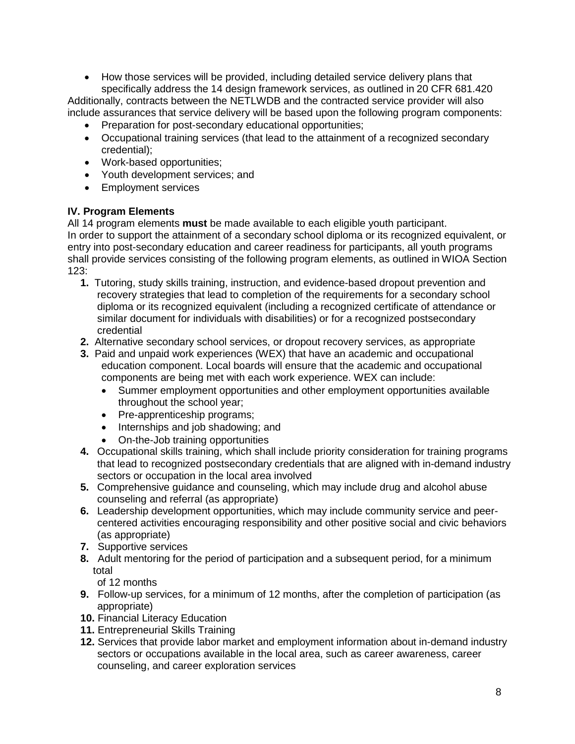- How those services will be provided, including detailed service delivery plans that specifically address the 14 design framework services, as outlined in 20 CFR 681.420

Additionally, contracts between the NETLWDB and the contracted service provider will also include assurances that service delivery will be based upon the following program components:

- Preparation for post-secondary educational opportunities;
- Occupational training services (that lead to the attainment of a recognized secondary credential);
- Work-based opportunities;
- Youth development services; and
- Employment services

**IV. Program Elements**

All 14 program elements **must** be made available to each eligible youth participant.
In order to support the attainment of a secondary school diploma or its recognized equivalent, or entry into post-secondary education and career readiness for participants, all youth programs shall provide services consisting of the following program elements, as outlined in WIOA Section 123:

1. Tutoring, study skills training, instruction, and evidence-based dropout prevention and recovery strategies that lead to completion of the requirements for a secondary school diploma or its recognized equivalent (including a recognized certificate of attendance or similar document for individuals with disabilities) or for a recognized postsecondary credential
2. Alternative secondary school services, or dropout recovery services, as appropriate
3. Paid and unpaid work experiences (WEX) that have an academic and occupational education component. Local boards will ensure that the academic and occupational components are being met with each work experience. WEX can include:
   - Summer employment opportunities and other employment opportunities available throughout the school year;
   - Pre-apprenticeship programs;
   - Internships and job shadowing; and
   - On-the-Job training opportunities
4. Occupational skills training, which shall include priority consideration for training programs that lead to recognized postsecondary credentials that are aligned with in-demand industry sectors or occupation in the local area involved
5. Comprehensive guidance and counseling, which may include drug and alcohol abuse counseling and referral (as appropriate)
6. Leadership development opportunities, which may include community service and peer-centered activities encouraging responsibility and other positive social and civic behaviors (as appropriate)
7. Supportive services
8. Adult mentoring for the period of participation and a subsequent period, for a minimum total of 12 months
9. Follow-up services, for a minimum of 12 months, after the completion of participation (as appropriate)
10. Financial Literacy Education
11. Entrepreneurial Skills Training
12. Services that provide labor market and employment information about in-demand industry sectors or occupations available in the local area, such as career awareness, career counseling, and career exploration services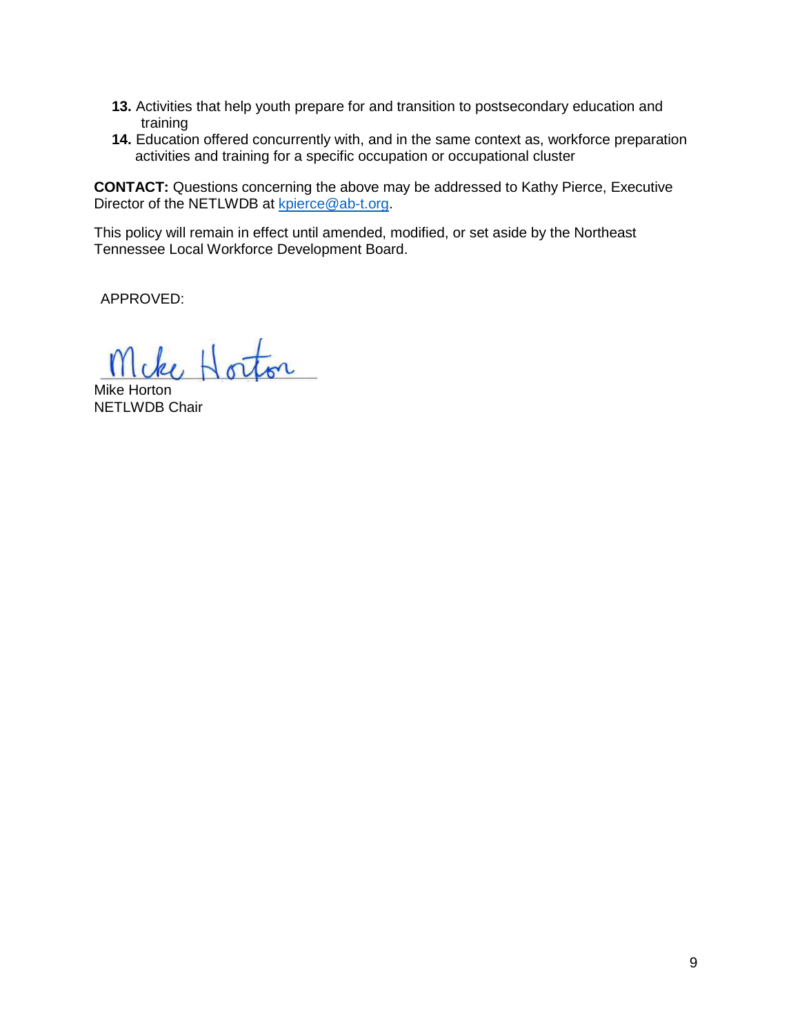13. Activities that help youth prepare for and transition to postsecondary education and training
14. Education offered concurrently with, and in the same context as, workforce preparation activities and training for a specific occupation or occupational cluster

**CONTACT:** Questions concerning the above may be addressed to Kathy Pierce, Executive Director of the NETLWDB at kpierce@ab-t.org.

This policy will remain in effect until amended, modified, or set aside by the Northeast Tennessee Local Workforce Development Board.

APPROVED:

Mike Horton
NETLWDB Chair